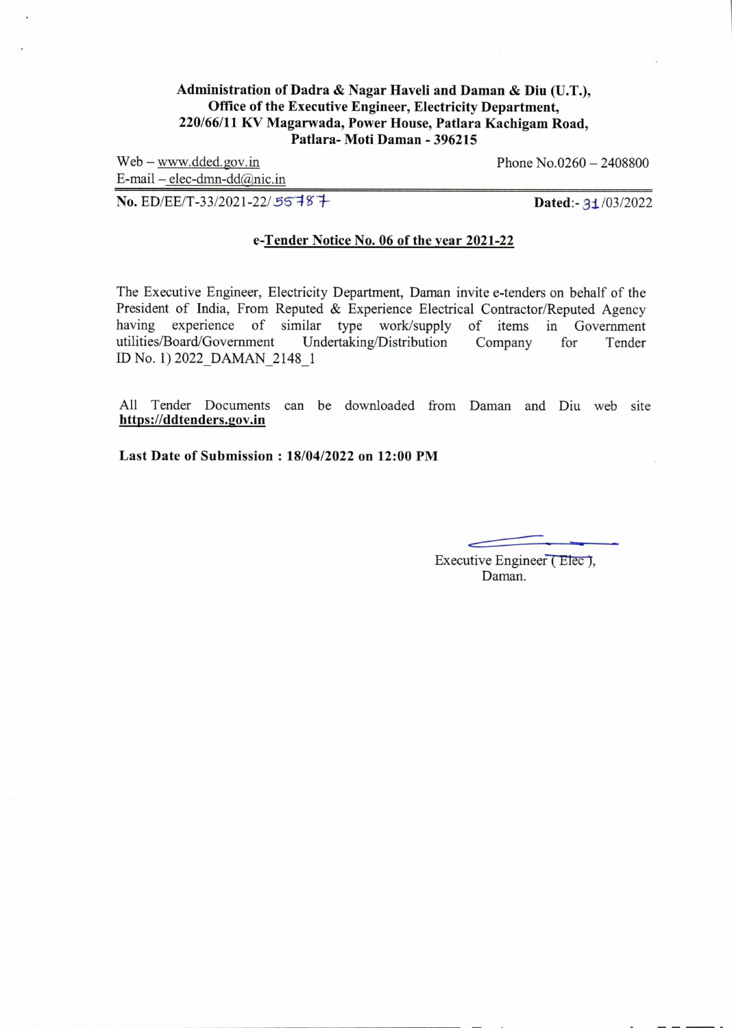**Administration of Dadra & Nagar Haveli and Daman & Diu (U.T.),**
**Office of the Executive Engineer, Electricity Department,**
**220/66/11 KV Magarwada, Power House, Patlara Kachigam Road,**
**Patlara- Moti Daman - 396215**

Web – www.dded.gov.in
E-mail – elec-dmn-dd@nic.in

Phone No.0260 – 2408800

**No.** ED/EE/T-33/2021-22/ 55787

**Dated**:- 31/03/2022

## e-Tender Notice No. 06 of the year 2021-22

The Executive Engineer, Electricity Department, Daman invite e-tenders on behalf of the President of India, From Reputed & Experience Electrical Contractor/Reputed Agency having experience of similar type work/supply of items in Government utilities/Board/Government Undertaking/Distribution Company for Tender ID No. 1) 2022_DAMAN_2148_1

All Tender Documents can be downloaded from Daman and Diu web site **https://ddtenders.gov.in**

**Last Date of Submission : 18/04/2022 on 12:00 PM**

Executive Engineer (Elec),
Daman.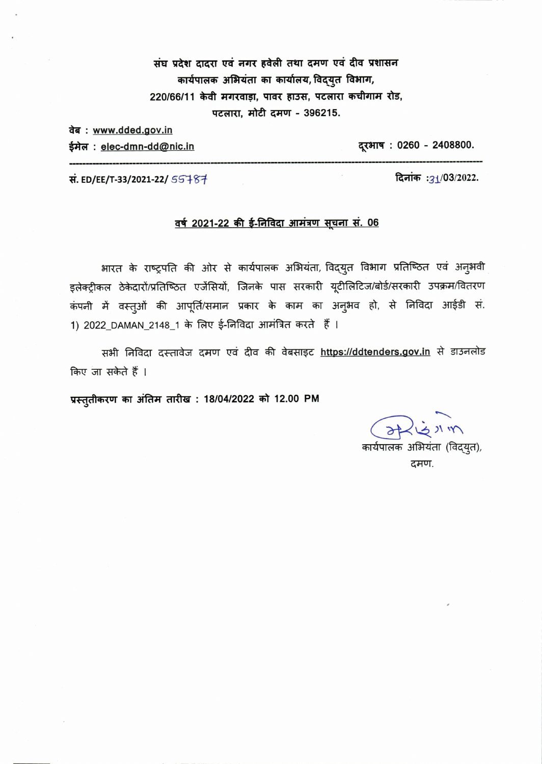**संघ प्रदेश दादरा एवं नगर हवेली तथा दमण एवं दीव प्रशासन**
**कार्यपालक अभियंता का कार्यालय, विद्युत विभाग,**
**220/66/11 केवी मगरवाड़ा, पावर हाउस, पटलारा कचीगाम रोड,**
**पटलारा, मोटी दमण - 396215.**

**वेब :** www.dded.gov.in
**ईमेल :** elec-dmn-dd@nic.in

**दूरभाष : 0260 - 2408800.**

---

**सं. ED/EE/T-33/2021-22/** 55787

**दिनांक :** 31/03/2022.

## वर्ष 2021-22 की ई-निविदा आमंत्रण सूचना सं. 06

भारत के राष्ट्रपति की ओर से कार्यपालक अभियंता, विद्युत विभाग प्रतिष्ठित एवं अनुभवी इलेक्ट्रीकल ठेकेदारों/प्रतिष्ठित एजेंसियों, जिनके पास सरकारी यूटीलिटिज/बोर्ड/सरकारी उपक्रम/वितरण कंपनी में वस्तुओं की आपूर्ति/समान प्रकार के काम का अनुभव हो, से निविदा आईडी सं. 1) 2022_DAMAN_2148_1 के लिए ई-निविदा आमंत्रित करते हैं ।

सभी निविदा दस्तावेज दमण एवं दीव की वेबसाइट https://ddtenders.gov.in से डाउनलोड किए जा सकते हैं ।

**प्रस्तुतीकरण का अंतिम तारीख : 18/04/2022 को 12.00 PM**

कार्यपालक अभियंता (विद्युत),
दमण.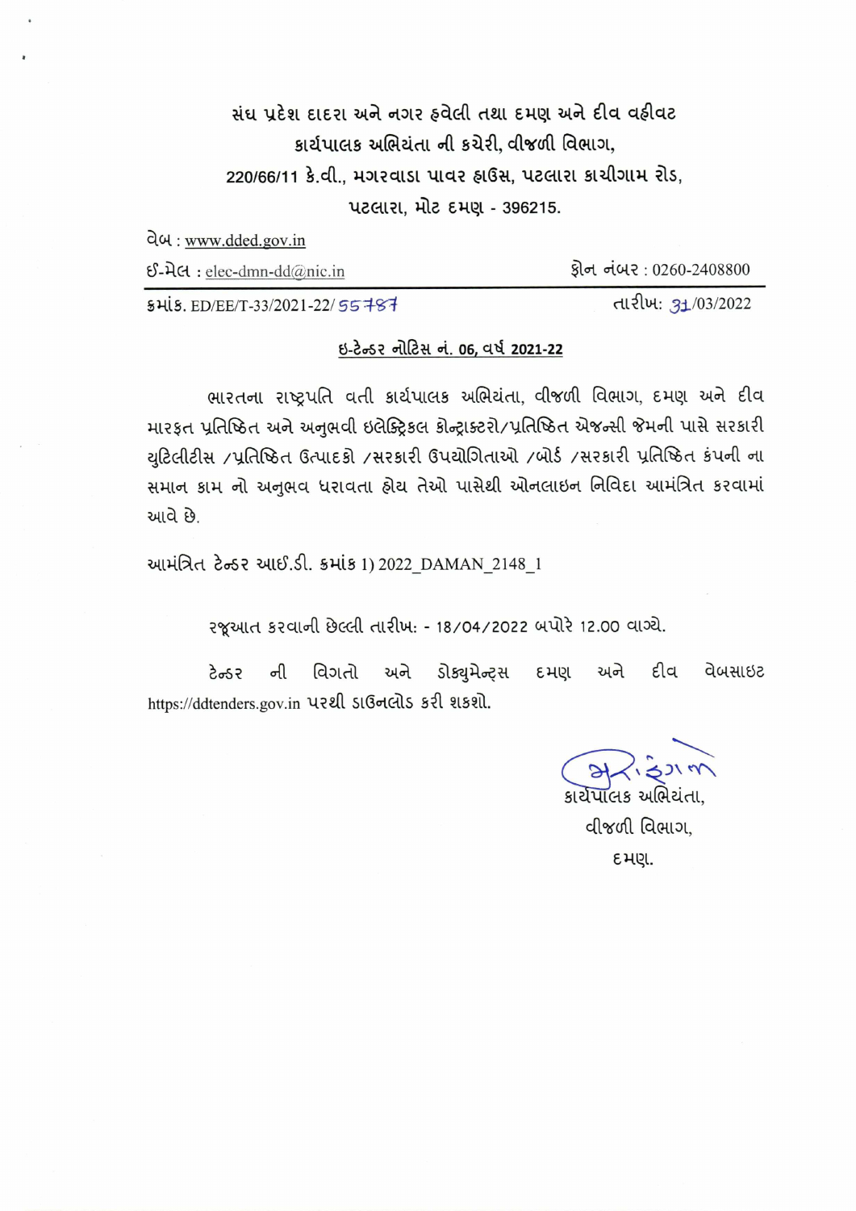**સંઘ પ્રદેશ દાદરા અને નગર હવેલી તથા દમણ અને દીવ વહીવટ**
**કાર્યપાલક અભિયંતા ની કચેરી, વીજળી વિભાગ,**
**220/66/11 કે.વી., મગરવાડા પાવર હાઉસ, પટલારા કાચીગામ રોડ,**
**પટલારા, મોટ દમણ - 396215.**

વેબ : www.dded.gov.in

ઈ-મેલ : elec-dmn-dd@nic.in

ફોન નંબર : 0260-2408800

ક્રમાંક. ED/EE/T-33/2021-22/ 55787

તારીખ: 31/03/2022

**ઇ-ટેન્ડર નોટિસ નં. 06, વર્ષ 2021-22**

ભારતના રાષ્ટ્રપતિ વતી કાર્યપાલક અભિયંતા, વીજળી વિભાગ, દમણ અને દીવ મારફત પ્રતિષ્ઠિત અને અનુભવી ઇલેક્ટ્રિકલ કોન્ટ્રાક્ટરો/પ્રતિષ્ઠિત એજન્સી જેમની પાસે સરકારી યુટિલીટીસ /પ્રતિષ્ઠિત ઉત્પાદકો /સરકારી ઉપયોગિતાઓ /બોર્ડ /સરકારી પ્રતિષ્ઠિત કંપની ના સમાન કામ નો અનુભવ ધરાવતા હોય તેઓ પાસેથી ઓનલાઇન નિવિદા આમંત્રિત કરવામાં આવે છે.

આમંત્રિત ટેન્ડર આઈ.ડી. ક્રમાંક 1) 2022_DAMAN_2148_1

રજૂઆત કરવાની છેલ્લી તારીખ: - 18/04/2022 બપોરે 12.00 વાગ્યે.

ટેન્ડર ની વિગતો અને ડોક્યુમેન્ટ્સ દમણ અને દીવ વેબસાઇટ https://ddtenders.gov.in પરથી ડાઉનલોડ કરી શકશો.

કાર્યપાલક અભિયંતા,
વીજળી વિભાગ,
દમણ.